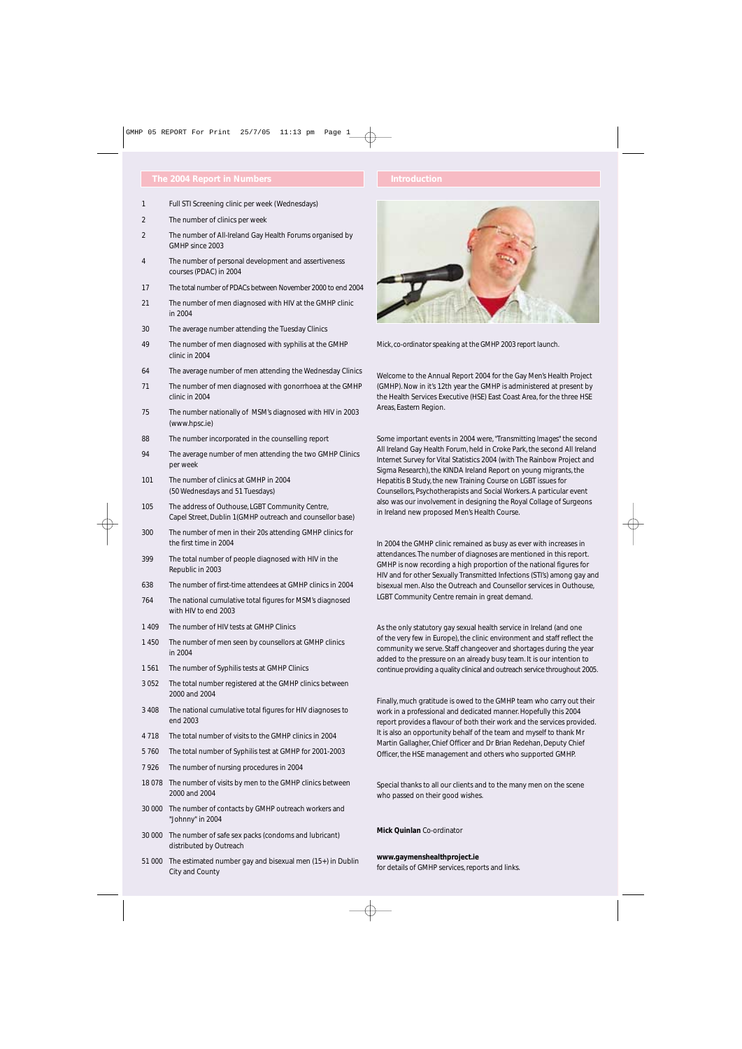## The 2004 Report in Numbers

| | |
|---|---|
| 1 | Full STI Screening clinic per week (Wednesdays) |
| 2 | The number of clinics per week |
| 2 | The number of All-Ireland Gay Health Forums organised by GMHP since 2003 |
| 4 | The number of personal development and assertiveness courses (PDAC) in 2004 |
| 17 | The total number of PDACs between November 2000 to end 2004 |
| 21 | The number of men diagnosed with HIV at the GMHP clinic in 2004 |
| 30 | The average number attending the Tuesday Clinics |
| 49 | The number of men diagnosed with syphilis at the GMHP clinic in 2004 |
| 64 | The average number of men attending the Wednesday Clinics |
| 71 | The number of men diagnosed with gonorrhoea at the GMHP clinic in 2004 |
| 75 | The number nationally of MSM's diagnosed with HIV in 2003 (www.hpsc.ie) |
| 88 | The number incorporated in the counselling report |
| 94 | The average number of men attending the two GMHP Clinics per week |
| 101 | The number of clinics at GMHP in 2004 (50 Wednesdays and 51 Tuesdays) |
| 105 | The address of Outhouse, LGBT Community Centre, Capel Street, Dublin 1(GMHP outreach and counsellor base) |
| 300 | The number of men in their 20s attending GMHP clinics for the first time in 2004 |
| 399 | The total number of people diagnosed with HIV in the Republic in 2003 |
| 638 | The number of first-time attendees at GMHP clinics in 2004 |
| 764 | The national cumulative total figures for MSM's diagnosed with HIV to end 2003 |
| 1 409 | The number of HIV tests at GMHP Clinics |
| 1 450 | The number of men seen by counsellors at GMHP clinics in 2004 |
| 1 561 | The number of Syphilis tests at GMHP Clinics |
| 3 052 | The total number registered at the GMHP clinics between 2000 and 2004 |
| 3 408 | The national cumulative total figures for HIV diagnoses to end 2003 |
| 4 718 | The total number of visits to the GMHP clinics in 2004 |
| 5 760 | The total number of Syphilis test at GMHP for 2001-2003 |
| 7 926 | The number of nursing procedures in 2004 |
| 18 078 | The number of visits by men to the GMHP clinics between 2000 and 2004 |
| 30 000 | The number of contacts by GMHP outreach workers and "Johnny" in 2004 |
| 30 000 | The number of safe sex packs (condoms and lubricant) distributed by Outreach |
| 51 000 | The estimated number gay and bisexual men (15+) in Dublin City and County |

## Introduction

Mick, co-ordinator speaking at the GMHP 2003 report launch.

Welcome to the Annual Report 2004 for the Gay Men's Health Project (GMHP). Now in it's 12th year the GMHP is administered at present by the Health Services Executive (HSE) East Coast Area, for the three HSE Areas, Eastern Region.

Some important events in 2004 were, "Transmitting Images" the second All Ireland Gay Health Forum, held in Croke Park, the second All Ireland Internet Survey for Vital Statistics 2004 (with The Rainbow Project and Sigma Research), the KINDA Ireland Report on young migrants, the Hepatitis B Study, the new Training Course on LGBT issues for Counsellors, Psychotherapists and Social Workers. A particular event also was our involvement in designing the Royal Collage of Surgeons in Ireland new proposed Men's Health Course.

In 2004 the GMHP clinic remained as busy as ever with increases in attendances. The number of diagnoses are mentioned in this report. GMHP is now recording a high proportion of the national figures for HIV and for other Sexually Transmitted Infections (STI's) among gay and bisexual men. Also the Outreach and Counsellor services in Outhouse, LGBT Community Centre remain in great demand.

As the only statutory gay sexual health service in Ireland (and one of the very few in Europe), the clinic environment and staff reflect the community we serve. Staff changeover and shortages during the year added to the pressure on an already busy team. It is our intention to continue providing a quality clinical and outreach service throughout 2005.

Finally, much gratitude is owed to the GMHP team who carry out their work in a professional and dedicated manner. Hopefully this 2004 report provides a flavour of both their work and the services provided. It is also an opportunity behalf of the team and myself to thank Mr Martin Gallagher, Chief Officer and Dr Brian Redehan, Deputy Chief Officer, the HSE management and others who supported GMHP.

Special thanks to all our clients and to the many men on the scene who passed on their good wishes.

**Mick Quinlan** Co-ordinator

**www.gaymenshealthproject.ie**
for details of GMHP services, reports and links.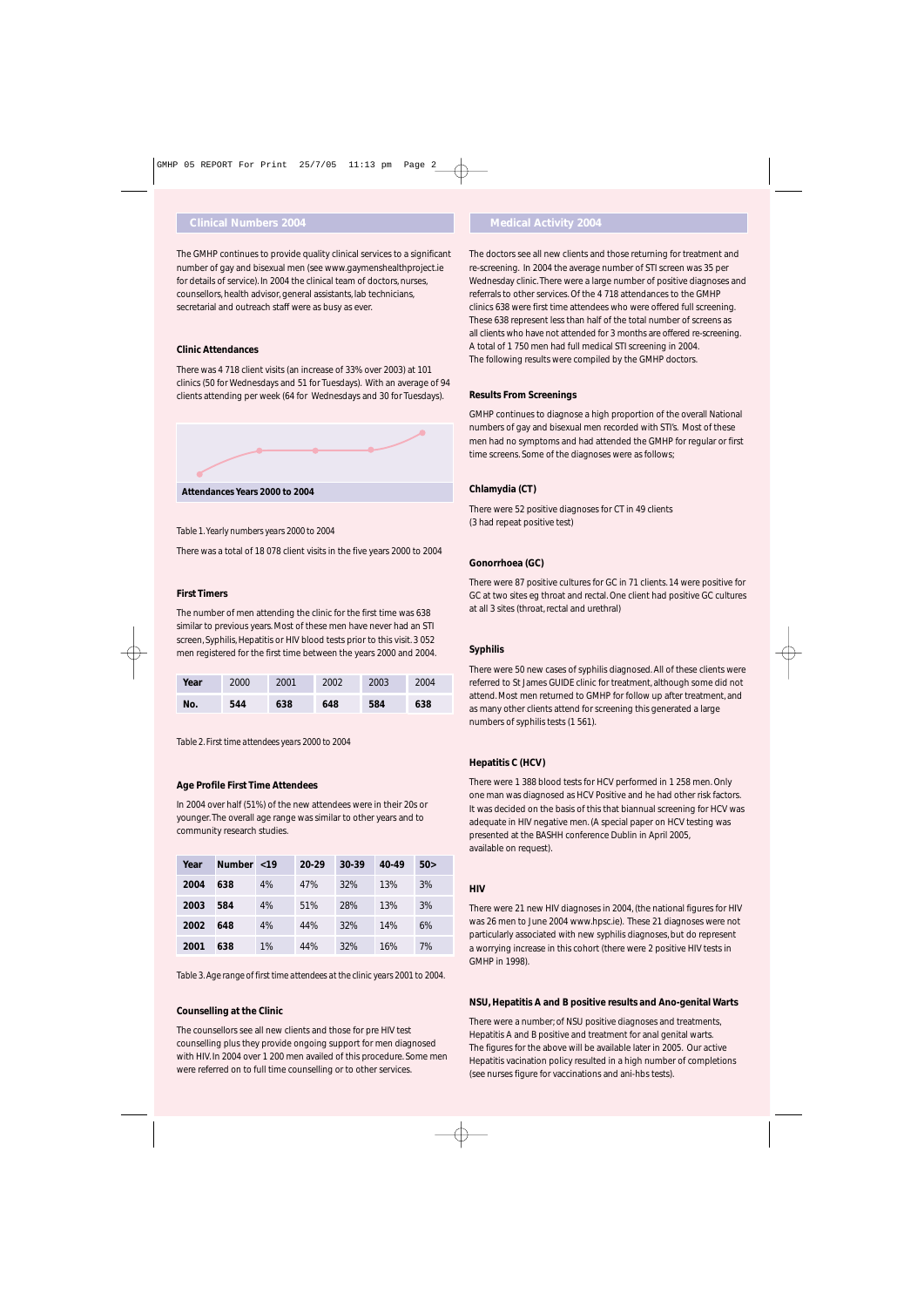## Clinical Numbers 2004

The GMHP continues to provide quality clinical services to a significant number of gay and bisexual men (see www.gaymenshealthproject.ie for details of service). In 2004 the clinical team of doctors, nurses, counsellors, health advisor, general assistants, lab technicians, secretarial and outreach staff were as busy as ever.

### Clinic Attendances

There was 4 718 client visits (an increase of 33% over 2003) at 101 clinics (50 for Wednesdays and 51 for Tuesdays). With an average of 94 clients attending per week (64 for Wednesdays and 30 for Tuesdays).

**Attendances Years 2000 to 2004**

Table 1. Yearly numbers years 2000 to 2004

There was a total of 18 078 client visits in the five years 2000 to 2004

### First Timers

The number of men attending the clinic for the first time was 638 similar to previous years. Most of these men have never had an STI screen, Syphilis, Hepatitis or HIV blood tests prior to this visit. 3 052 men registered for the first time between the years 2000 and 2004.

| Year | 2000 | 2001 | 2002 | 2003 | 2004 |
|---|---|---|---|---|---|
| No. | 544 | 638 | 648 | 584 | 638 |

Table 2. First time attendees years 2000 to 2004

### Age Profile First Time Attendees

In 2004 over half (51%) of the new attendees were in their 20s or younger. The overall age range was similar to other years and to community research studies.

| Year | Number | <19 | 20-29 | 30-39 | 40-49 | 50> |
|---|---|---|---|---|---|---|
| 2004 | 638 | 4% | 47% | 32% | 13% | 3% |
| 2003 | 584 | 4% | 51% | 28% | 13% | 3% |
| 2002 | 648 | 4% | 44% | 32% | 14% | 6% |
| 2001 | 638 | 1% | 44% | 32% | 16% | 7% |

Table 3. Age range of first time attendees at the clinic years 2001 to 2004.

### Counselling at the Clinic

The counsellors see all new clients and those for pre HIV test counselling plus they provide ongoing support for men diagnosed with HIV. In 2004 over 1 200 men availed of this procedure. Some men were referred on to full time counselling or to other services.

## Medical Activity 2004

The doctors see all new clients and those returning for treatment and re-screening. In 2004 the average number of STI screen was 35 per Wednesday clinic. There were a large number of positive diagnoses and referrals to other services. Of the 4 718 attendances to the GMHP clinics 638 were first time attendees who were offered full screening. These 638 represent less than half of the total number of screens as all clients who have not attended for 3 months are offered re-screening. A total of 1 750 men had full medical STI screening in 2004. The following results were compiled by the GMHP doctors.

### Results From Screenings

GMHP continues to diagnose a high proportion of the overall National numbers of gay and bisexual men recorded with STI's. Most of these men had no symptoms and had attended the GMHP for regular or first time screens. Some of the diagnoses were as follows;

### Chlamydia (CT)

There were 52 positive diagnoses for CT in 49 clients (3 had repeat positive test)

### Gonorrhoea (GC)

There were 87 positive cultures for GC in 71 clients. 14 were positive for GC at two sites eg throat and rectal. One client had positive GC cultures at all 3 sites (throat, rectal and urethral)

### Syphilis

There were 50 new cases of syphilis diagnosed. All of these clients were referred to St James GUIDE clinic for treatment, although some did not attend. Most men returned to GMHP for follow up after treatment, and as many other clients attend for screening this generated a large numbers of syphilis tests (1 561).

### Hepatitis C (HCV)

There were 1 388 blood tests for HCV performed in 1 258 men. Only one man was diagnosed as HCV Positive and he had other risk factors. It was decided on the basis of this that biannual screening for HCV was adequate in HIV negative men. (A special paper on HCV testing was presented at the BASHH conference Dublin in April 2005, available on request).

### HIV

There were 21 new HIV diagnoses in 2004, (the national figures for HIV was 26 men to June 2004 www.hpsc.ie). These 21 diagnoses were not particularly associated with new syphilis diagnoses, but do represent a worrying increase in this cohort (there were 2 positive HIV tests in GMHP in 1998).

### NSU, Hepatitis A and B positive results and Ano-genital Warts

There were a number; of NSU positive diagnoses and treatments, Hepatitis A and B positive and treatment for anal genital warts. The figures for the above will be available later in 2005. Our active Hepatitis vacination policy resulted in a high number of completions (see nurses figure for vaccinations and ani-hbs tests).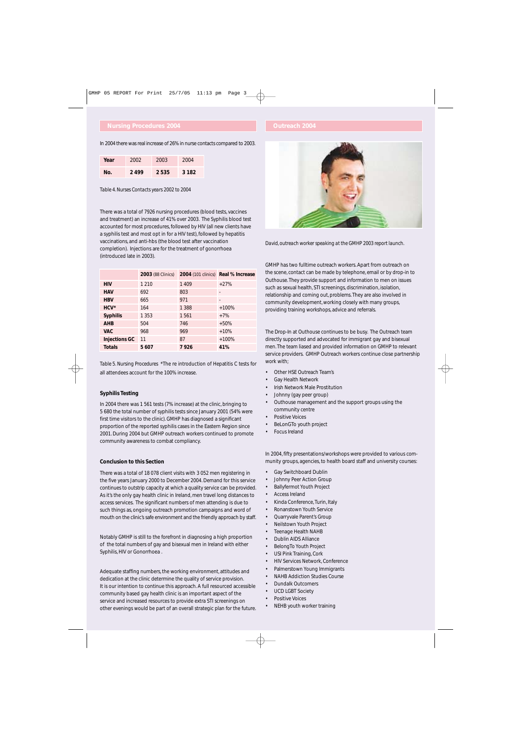## Nursing Procedures 2004

In 2004 there was real increase of 26% in nurse contacts compared to 2003.

| Year | 2002 | 2003 | 2004 |
|---|---|---|---|
| No. | 2 499 | 2 535 | 3 182 |

Table 4. Nurses Contacts years 2002 to 2004

There was a total of 7926 nursing procedures (blood tests, vaccines and treatment) an increase of 41% over 2003. The Syphilis blood test accounted for most procedures, followed by HIV (all new clients have a syphilis test and most opt in for a HIV test), followed by hepatitis vaccinations, and anti-hbs (the blood test after vaccination completion). Injections are for the treatment of gonorrhoea (introduced late in 2003).

| | 2003 (88 Clinics) | 2004 (101 clinics) | Real % Increase |
|---|---|---|---|
| HIV | 1 210 | 1 409 | +27% |
| HAV | 692 | 803 | - |
| HBV | 665 | 971 | - |
| HCV* | 164 | 1 388 | +100% |
| Syphilis | 1 353 | 1 561 | +7% |
| AHB | 504 | 746 | +50% |
| VAC | 968 | 969 | +10% |
| Injections GC | 11 | 87 | +100% |
| Totals | 5 607 | 7 926 | 41% |

Table 5. Nursing Procedures *The re introduction of Hepatitis C tests for all attendees account for the 100% increase.

### Syphilis Testing

In 2004 there was 1 561 tests (7% increase) at the clinic, bringing to 5 680 the total number of syphilis tests since January 2001 (54% were first time visitors to the clinic). GMHP has diagnosed a significant proportion of the reported syphilis cases in the Eastern Region since 2001. During 2004 but GMHP outreach workers continued to promote community awareness to combat compliancy.

### Conclusion to this Section

There was a total of 18 078 client visits with 3 052 men registering in the five years January 2000 to December 2004. Demand for this service continues to outstrip capacity at which a quality service can be provided. As it's the only gay health clinic in Ireland, men travel long distances to access services. The significant numbers of men attending is due to such things as, ongoing outreach promotion campaigns and word of mouth on the clinic's safe environment and the friendly approach by staff.

Notably GMHP is still to the forefront in diagnosing a high proportion of the total numbers of gay and bisexual men in Ireland with either Syphilis, HIV or Gonorrhoea .

Adequate staffing numbers, the working environment, attitudes and dedication at the clinic determine the quality of service provision. It is our intention to continue this approach. A full resourced accessible community based gay health clinic is an important aspect of the service and increased resources to provide extra STI screenings on other evenings would be part of an overall strategic plan for the future.

## Outreach 2004

David, outreach worker speaking at the GMHP 2003 report launch.

GMHP has two fulltime outreach workers. Apart from outreach on the scene, contact can be made by telephone, email or by drop-in to Outhouse. They provide support and information to men on issues such as sexual health, STI screenings, discrimination, isolation, relationship and coming out, problems. They are also involved in community development, working closely with many groups, providing training workshops, advice and referrals.

The Drop-In at Outhouse continues to be busy. The Outreach team directly supported and advocated for immigrant gay and bisexual men. The team liased and provided information on GMHP to relevant service providers. GMHP Outreach workers continue close partnership work with;

- Other HSE Outreach Team's
- Gay Health Network
- Irish Network Male Prostitution
- Johnny (gay peer group)
- Outhouse management and the support groups using the community centre
- Positive Voices
- BeLonGTo youth project
- Focus Ireland

In 2004, fifty presentations/workshops were provided to various community groups, agencies, to health board staff and university courses:

- Gay Switchboard Dublin
- Johnny Peer Action Group
- Ballyfermot Youth Project
- Access Ireland
- Kinda Conference, Turin, Italy
- Ronanstown Youth Service
- Quarryvale Parent's Group
- Neilstown Youth Project
- Teenage Health NAHB
- Dublin AIDS Alliance
- BelongTo Youth Project
- USI Pink Training, Cork
- HIV Services Network, Conference
- Palmerstown Young Immigrants
- NAHB Addiction Studies Course
- Dundalk Outcomers
- UCD LGBT Society
- Positive Voices
- NEHB youth worker training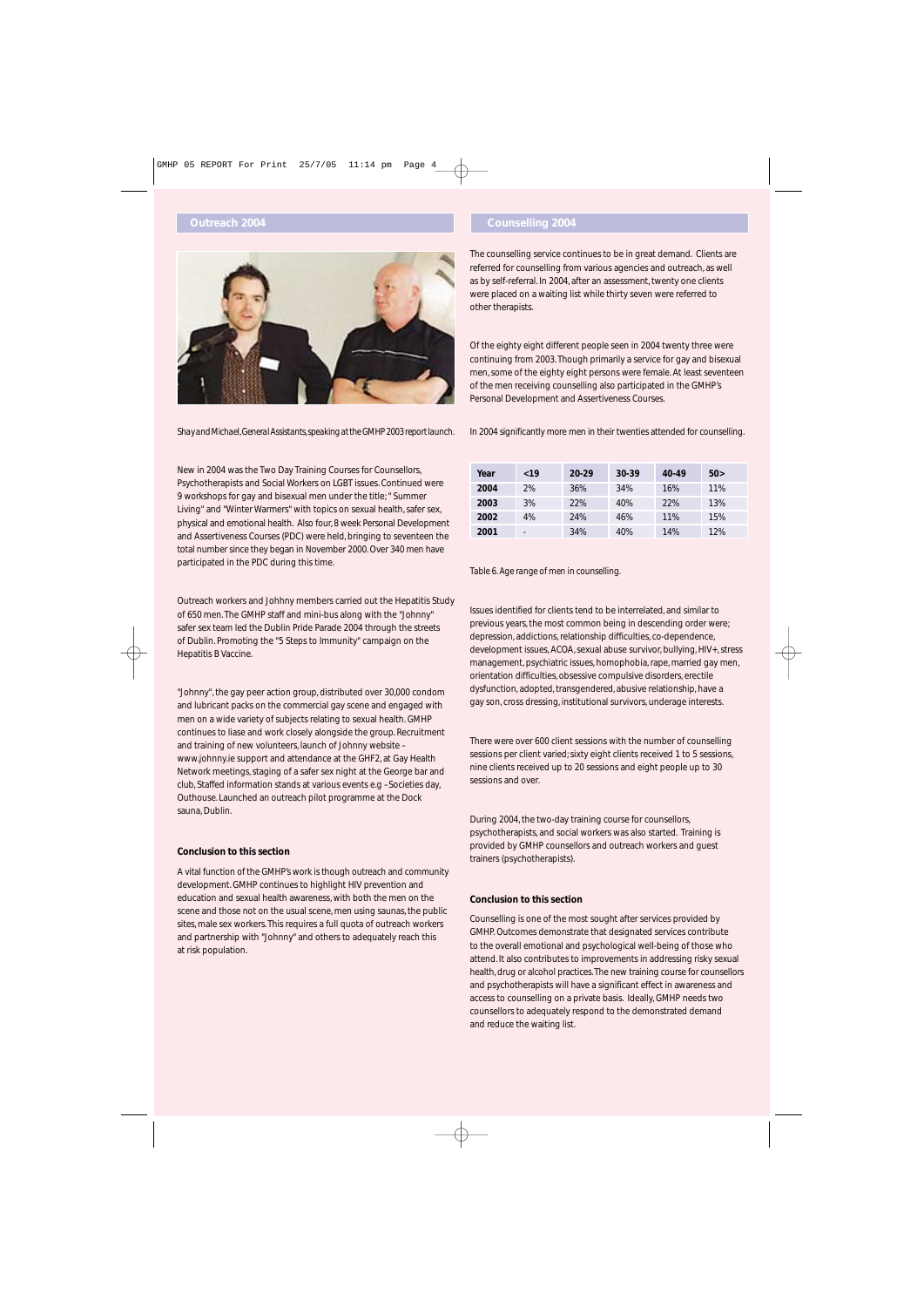## Outreach 2004

Shay and Michael, General Assistants, speaking at the GMHP 2003 report launch.

New in 2004 was the Two Day Training Courses for Counsellors, Psychotherapists and Social Workers on LGBT issues. Continued were 9 workshops for gay and bisexual men under the title; " Summer Living" and "Winter Warmers" with topics on sexual health, safer sex, physical and emotional health. Also four, 8 week Personal Development and Assertiveness Courses (PDC) were held, bringing to seventeen the total number since they began in November 2000. Over 340 men have participated in the PDC during this time.

Outreach workers and Johhny members carried out the Hepatitis Study of 650 men. The GMHP staff and mini-bus along with the "Johnny" safer sex team led the Dublin Pride Parade 2004 through the streets of Dublin. Promoting the "5 Steps to Immunity" campaign on the Hepatitis B Vaccine.

"Johnny", the gay peer action group, distributed over 30,000 condom and lubricant packs on the commercial gay scene and engaged with men on a wide variety of subjects relating to sexual health. GMHP continues to liase and work closely alongside the group. Recruitment and training of new volunteers, launch of Johnny website – www.johnny.ie support and attendance at the GHF2, at Gay Health Network meetings, staging of a safer sex night at the George bar and club, Staffed information stands at various events e.g – Societies day, Outhouse. Launched an outreach pilot programme at the Dock sauna, Dublin.

**Conclusion to this section**

A vital function of the GMHP's work is though outreach and community development. GMHP continues to highlight HIV prevention and education and sexual health awareness, with both the men on the scene and those not on the usual scene, men using saunas, the public sites, male sex workers. This requires a full quota of outreach workers and partnership with "Johnny" and others to adequately reach this at risk population.

## Counselling 2004

The counselling service continues to be in great demand. Clients are referred for counselling from various agencies and outreach, as well as by self-referral. In 2004, after an assessment, twenty one clients were placed on a waiting list while thirty seven were referred to other therapists.

Of the eighty eight different people seen in 2004 twenty three were continuing from 2003. Though primarily a service for gay and bisexual men, some of the eighty eight persons were female. At least seventeen of the men receiving counselling also participated in the GMHP's Personal Development and Assertiveness Courses.

In 2004 significantly more men in their twenties attended for counselling.

| Year | <19 | 20-29 | 30-39 | 40-49 | 50> |
|---|---|---|---|---|---|
| 2004 | 2% | 36% | 34% | 16% | 11% |
| 2003 | 3% | 22% | 40% | 22% | 13% |
| 2002 | 4% | 24% | 46% | 11% | 15% |
| 2001 | - | 34% | 40% | 14% | 12% |

Table 6. Age range of men in counselling.

Issues identified for clients tend to be interrelated, and similar to previous years, the most common being in descending order were; depression, addictions, relationship difficulties, co-dependence, development issues, ACOA, sexual abuse survivor, bullying, HIV+, stress management, psychiatric issues, homophobia, rape, married gay men, orientation difficulties, obsessive compulsive disorders, erectile dysfunction, adopted, transgendered, abusive relationship, have a gay son, cross dressing, institutional survivors, underage interests.

There were over 600 client sessions with the number of counselling sessions per client varied; sixty eight clients received 1 to 5 sessions, nine clients received up to 20 sessions and eight people up to 30 sessions and over.

During 2004, the two-day training course for counsellors, psychotherapists, and social workers was also started. Training is provided by GMHP counsellors and outreach workers and guest trainers (psychotherapists).

**Conclusion to this section**

Counselling is one of the most sought after services provided by GMHP. Outcomes demonstrate that designated services contribute to the overall emotional and psychological well-being of those who attend. It also contributes to improvements in addressing risky sexual health, drug or alcohol practices. The new training course for counsellors and psychotherapists will have a significant effect in awareness and access to counselling on a private basis. Ideally, GMHP needs two counsellors to adequately respond to the demonstrated demand and reduce the waiting list.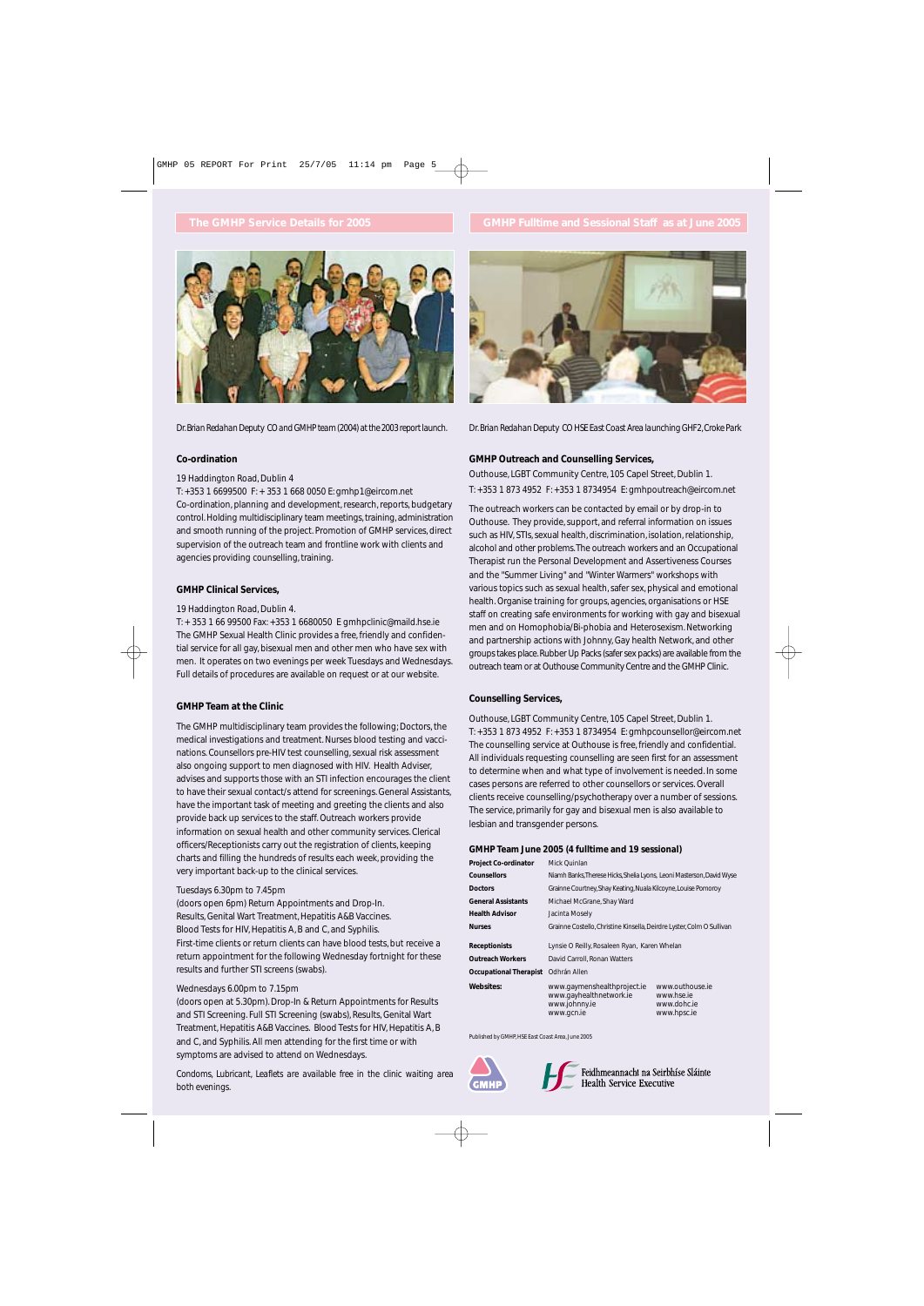## The GMHP Service Details for 2005

Dr. Brian Redahan Deputy CO and GMHP team (2004) at the 2003 report launch.

### Co-ordination

19 Haddington Road, Dublin 4

T: +353 1 6699500 F: + 353 1 668 0050 E: gmhp1@eircom.net

Co-ordination, planning and development, research, reports, budgetary control. Holding multidisciplinary team meetings, training, administration and smooth running of the project. Promotion of GMHP services, direct supervision of the outreach team and frontline work with clients and agencies providing counselling, training.

### GMHP Clinical Services,

19 Haddington Road, Dublin 4.

T: + 353 1 66 99500 Fax: +353 1 6680050 E gmhpclinic@maild.hse.ie

The GMHP Sexual Health Clinic provides a free, friendly and confidential service for all gay, bisexual men and other men who have sex with men. It operates on two evenings per week Tuesdays and Wednesdays. Full details of procedures are available on request or at our website.

### GMHP Team at the Clinic

The GMHP multidisciplinary team provides the following; Doctors, the medical investigations and treatment. Nurses blood testing and vaccinations. Counsellors pre-HIV test counselling, sexual risk assessment also ongoing support to men diagnosed with HIV. Health Adviser, advises and supports those with an STI infection encourages the client to have their sexual contact/s attend for screenings. General Assistants, have the important task of meeting and greeting the clients and also provide back up services to the staff. Outreach workers provide information on sexual health and other community services. Clerical officers/Receptionists carry out the registration of clients, keeping charts and filling the hundreds of results each week, providing the very important back-up to the clinical services.

Tuesdays 6.30pm to 7.45pm

(doors open 6pm) Return Appointments and Drop-In.
Results, Genital Wart Treatment, Hepatitis A&B Vaccines.
Blood Tests for HIV, Hepatitis A, B and C, and Syphilis.
First-time clients or return clients can have blood tests, but receive a return appointment for the following Wednesday fortnight for these results and further STI screens (swabs).

Wednesdays 6.00pm to 7.15pm

(doors open at 5.30pm). Drop-In & Return Appointments for Results and STI Screening. Full STI Screening (swabs), Results, Genital Wart Treatment, Hepatitis A&B Vaccines. Blood Tests for HIV, Hepatitis A, B and C, and Syphilis. All men attending for the first time or with symptoms are advised to attend on Wednesdays.

Condoms, Lubricant, Leaflets are available free in the clinic waiting area both evenings.

## GMHP Fulltime and Sessional Staff as at June 2005

Dr. Brian Redahan Deputy CO HSE East Coast Area launching GHF2, Croke Park

### GMHP Outreach and Counselling Services,

Outhouse, LGBT Community Centre, 105 Capel Street, Dublin 1.

T: +353 1 873 4952 F: +353 1 8734954 E: gmhpoutreach@eircom.net

The outreach workers can be contacted by email or by drop-in to Outhouse. They provide, support, and referral information on issues such as HIV, STIs, sexual health, discrimination, isolation, relationship, alcohol and other problems. The outreach workers and an Occupational Therapist run the Personal Development and Assertiveness Courses and the "Summer Living" and "Winter Warmers" workshops with various topics such as sexual health, safer sex, physical and emotional health. Organise training for groups, agencies, organisations or HSE staff on creating safe environments for working with gay and bisexual men and on Homophobia/Bi-phobia and Heterosexism. Networking and partnership actions with Johnny, Gay health Network, and other groups takes place. Rubber Up Packs (safer sex packs) are available from the outreach team or at Outhouse Community Centre and the GMHP Clinic.

### Counselling Services,

Outhouse, LGBT Community Centre, 105 Capel Street, Dublin 1.

T: +353 1 873 4952 F: +353 1 8734954 E: gmhpcounsellor@eircom.net

The counselling service at Outhouse is free, friendly and confidential. All individuals requesting counselling are seen first for an assessment to determine when and what type of involvement is needed. In some cases persons are referred to other counsellors or services. Overall clients receive counselling/psychotherapy over a number of sessions. The service, primarily for gay and bisexual men is also available to lesbian and transgender persons.

### GMHP Team June 2005 (4 fulltime and 19 sessional)

| | |
|---|---|
| **Project Co-ordinator** | Mick Quinlan |
| **Counsellors** | Niamh Banks, Therese Hicks, Shelia Lyons, Leoni Masterson, David Wyse |
| **Doctors** | Grainne Courtney, Shay Keating, Nuala Kilcoyne, Louise Pomoroy |
| **General Assistants** | Michael McGrane, Shay Ward |
| **Health Advisor** | Jacinta Mosely |
| **Nurses** | Grainne Costello, Christine Kinsella, Deirdre Lyster, Colm O Sullivan |
| **Receptionists** | Lynsie O Reilly, Rosaleen Ryan, Karen Whelan |
| **Outreach Workers** | David Carroll, Ronan Watters |
| **Occupational Therapist** | Odhrán Allen |
| **Websites:** | www.gaymenshealthproject.ie, www.gayhealthnetwork.ie, www.johnny.ie, www.gcn.ie, www.outhouse.ie, www.hse.ie, www.dohc.ie, www.hpsc.ie |

Published by GMHP, HSE East Coast Area, June 2005

GMHP

Feidhmeannacht na Seirbhíse Sláinte
Health Service Executive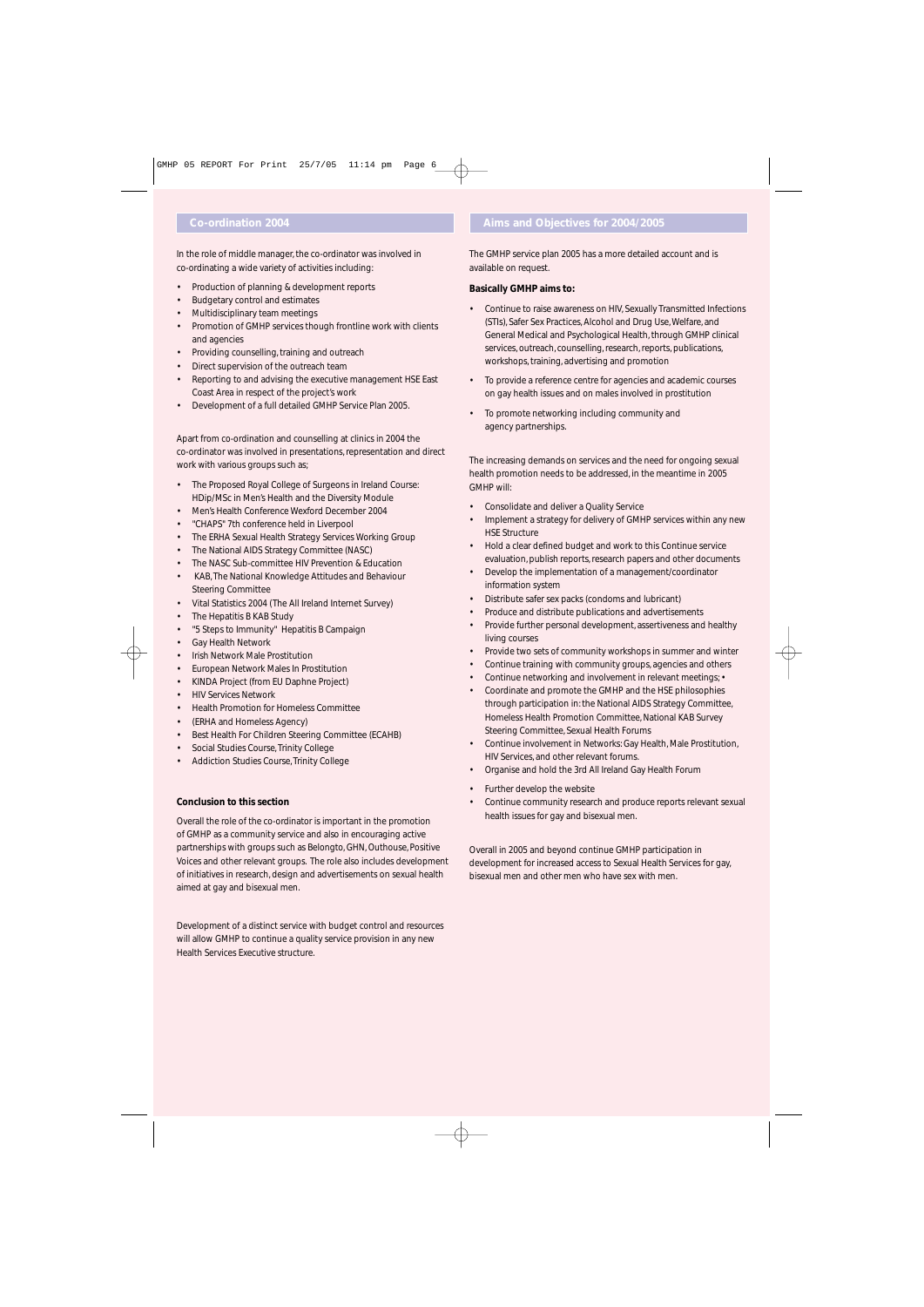## Co-ordination 2004

In the role of middle manager, the co-ordinator was involved in co-ordinating a wide variety of activities including:

- Production of planning & development reports
- Budgetary control and estimates
- Multidisciplinary team meetings
- Promotion of GMHP services though frontline work with clients and agencies
- Providing counselling, training and outreach
- Direct supervision of the outreach team
- Reporting to and advising the executive management HSE East Coast Area in respect of the project's work
- Development of a full detailed GMHP Service Plan 2005.

Apart from co-ordination and counselling at clinics in 2004 the co-ordinator was involved in presentations, representation and direct work with various groups such as;

- The Proposed Royal College of Surgeons in Ireland Course: HDip/MSc in Men's Health and the Diversity Module
- Men's Health Conference Wexford December 2004
- "CHAPS" 7th conference held in Liverpool
- The ERHA Sexual Health Strategy Services Working Group
- The National AIDS Strategy Committee (NASC)
- The NASC Sub-committee HIV Prevention & Education
- KAB, The National Knowledge Attitudes and Behaviour Steering Committee
- Vital Statistics 2004 (The All Ireland Internet Survey)
- The Hepatitis B KAB Study
- "5 Steps to Immunity" Hepatitis B Campaign
- Gay Health Network
- Irish Network Male Prostitution
- European Network Males In Prostitution
- KINDA Project (from EU Daphne Project)
- HIV Services Network
- Health Promotion for Homeless Committee
- (ERHA and Homeless Agency)
- Best Health For Children Steering Committee (ECAHB)
- Social Studies Course, Trinity College
- Addiction Studies Course, Trinity College

**Conclusion to this section**

Overall the role of the co-ordinator is important in the promotion of GMHP as a community service and also in encouraging active partnerships with groups such as Belongto, GHN, Outhouse, Positive Voices and other relevant groups. The role also includes development of initiatives in research, design and advertisements on sexual health aimed at gay and bisexual men.

Development of a distinct service with budget control and resources will allow GMHP to continue a quality service provision in any new Health Services Executive structure.

## Aims and Objectives for 2004/2005

The GMHP service plan 2005 has a more detailed account and is available on request.

**Basically GMHP aims to:**

- Continue to raise awareness on HIV, Sexually Transmitted Infections (STIs), Safer Sex Practices, Alcohol and Drug Use, Welfare, and General Medical and Psychological Health, through GMHP clinical services, outreach, counselling, research, reports, publications, workshops, training, advertising and promotion
- To provide a reference centre for agencies and academic courses on gay health issues and on males involved in prostitution
- To promote networking including community and agency partnerships.

The increasing demands on services and the need for ongoing sexual health promotion needs to be addressed, in the meantime in 2005 GMHP will:

- Consolidate and deliver a Quality Service
- Implement a strategy for delivery of GMHP services within any new HSE Structure
- Hold a clear defined budget and work to this Continue service evaluation, publish reports, research papers and other documents
- Develop the implementation of a management/coordinator information system
- Distribute safer sex packs (condoms and lubricant)
- Produce and distribute publications and advertisements
- Provide further personal development, assertiveness and healthy living courses
- Provide two sets of community workshops in summer and winter
- Continue training with community groups, agencies and others
- Continue networking and involvement in relevant meetings; •
- Coordinate and promote the GMHP and the HSE philosophies through participation in: the National AIDS Strategy Committee, Homeless Health Promotion Committee, National KAB Survey Steering Committee, Sexual Health Forums
- Continue involvement in Networks: Gay Health, Male Prostitution, HIV Services, and other relevant forums.
- Organise and hold the 3rd All Ireland Gay Health Forum
- Further develop the website
- Continue community research and produce reports relevant sexual health issues for gay and bisexual men.

Overall in 2005 and beyond continue GMHP participation in development for increased access to Sexual Health Services for gay, bisexual men and other men who have sex with men.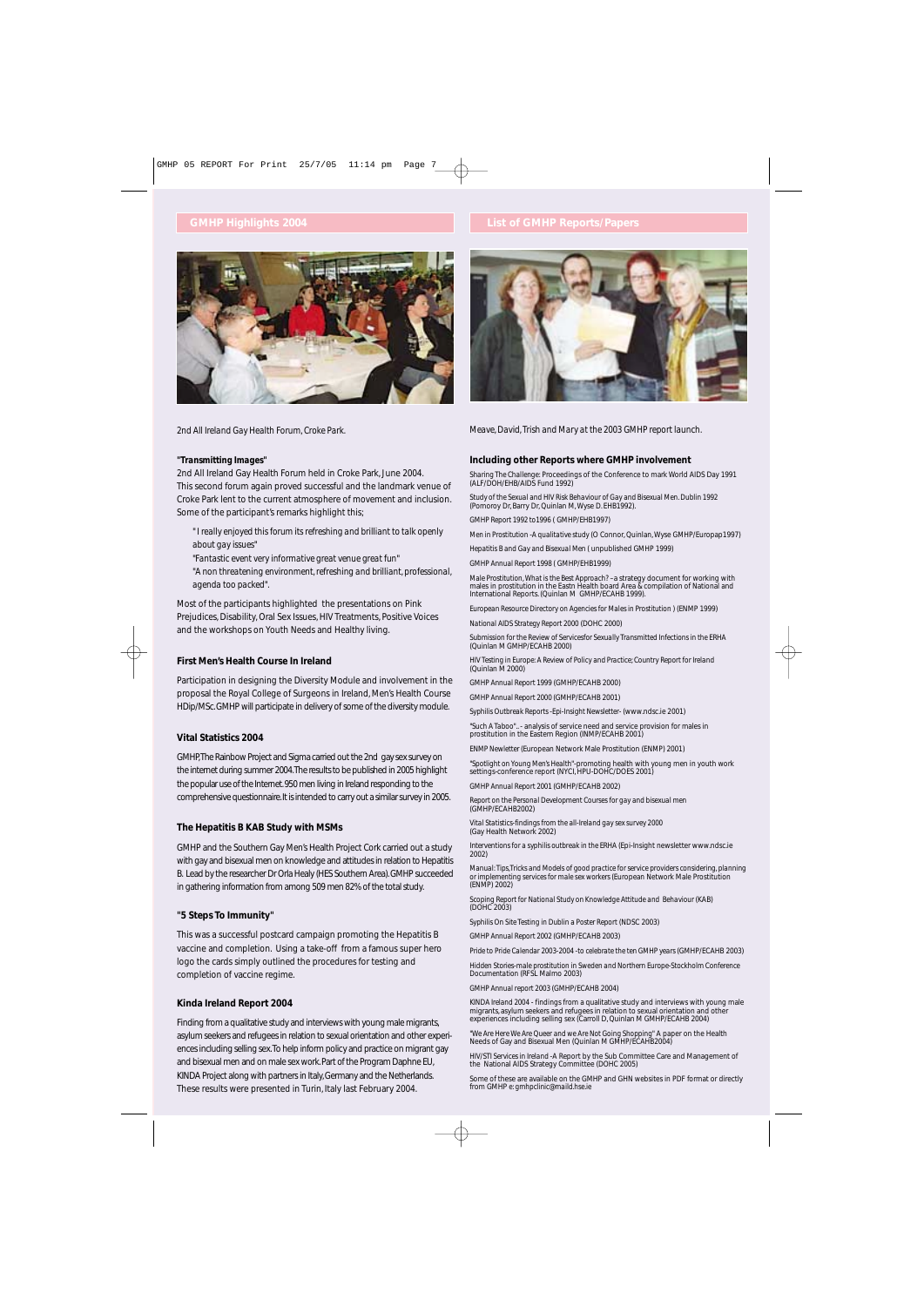## GMHP Highlights 2004

2nd All Ireland Gay Health Forum, Croke Park.

**"Transmitting Images"**

2nd All Ireland Gay Health Forum held in Croke Park, June 2004. This second forum again proved successful and the landmark venue of Croke Park lent to the current atmosphere of movement and inclusion. Some of the participant's remarks highlight this;

- " I really enjoyed this forum its refreshing and brilliant to talk openly about gay issues"
- "Fantastic event very informative great venue great fun"
- "A non threatening environment, refreshing and brilliant, professional, agenda too packed".

Most of the participants highlighted the presentations on Pink Prejudices, Disability, Oral Sex Issues, HIV Treatments, Positive Voices and the workshops on Youth Needs and Healthy living.

### First Men's Health Course In Ireland

Participation in designing the Diversity Module and involvement in the proposal the Royal College of Surgeons in Ireland, Men's Health Course HDip/MSc. GMHP will participate in delivery of some of the diversity module.

### Vital Statistics 2004

GMHP, The Rainbow Project and Sigma carried out the 2nd gay sex survey on the internet during summer 2004. The results to be published in 2005 highlight the popular use of the Internet. 950 men living in Ireland responding to the comprehensive questionnaire. It is intended to carry out a similar survey in 2005.

### The Hepatitis B KAB Study with MSMs

GMHP and the Southern Gay Men's Health Project Cork carried out a study with gay and bisexual men on knowledge and attitudes in relation to Hepatitis B. Lead by the researcher Dr Orla Healy (HES Southern Area). GMHP succeeded in gathering information from among 509 men 82% of the total study.

### "5 Steps To Immunity"

This was a successful postcard campaign promoting the Hepatitis B vaccine and completion. Using a take-off from a famous super hero logo the cards simply outlined the procedures for testing and completion of vaccine regime.

### Kinda Ireland Report 2004

Finding from a qualitative study and interviews with young male migrants, asylum seekers and refugees in relation to sexual orientation and other experiences including selling sex. To help inform policy and practice on migrant gay and bisexual men and on male sex work. Part of the Program Daphne EU, KINDA Project along with partners in Italy, Germany and the Netherlands. These results were presented in Turin, Italy last February 2004.

## List of GMHP Reports/Papers

Meave, David, Trish and Mary at the 2003 GMHP report launch.

### Including other Reports where GMHP involvement

Sharing The Challenge: Proceedings of the Conference to mark World AIDS Day 1991 (ALF/DOH/EHB/AIDS Fund 1992)

Study of the Sexual and HIV Risk Behaviour of Gay and Bisexual Men. Dublin 1992 (Pomoroy Dr, Barry Dr, Quinlan M, Wyse D. EHB1992).

GMHP Report 1992 to1996 ( GMHP/EHB1997)

Men in Prostitution -A qualitative study (O Connor, Quinlan, Wyse GMHP/Europap1997)

Hepatitis B and Gay and Bisexual Men ( unpublished GMHP 1999)

GMHP Annual Report 1998 ( GMHP/EHB1999)

Male Prostitution, What is the Best Approach? –a strategy document for working with males in prostitution in the Eastn Health board Area & compilation of National and International Reports. (Quinlan M GMHP/ECAHB 1999).

European Resource Directory on Agencies for Males in Prostitution ) (ENMP 1999)

National AIDS Strategy Report 2000 (DOHC 2000)

Submission for the Review of Servicesfor Sexually Transmitted Infections in the ERHA (Quinlan M GMHP/ECAHB 2000)

HIV Testing in Europe: A Review of Policy and Practice; Country Report for Ireland (Quinlan M 2000)

GMHP Annual Report 1999 (GMHP/ECAHB 2000)

GMHP Annual Report 2000 (GMHP/ECAHB 2001)

Syphilis Outbreak Reports -Epi-Insight Newsletter- (www.ndsc.ie 2001)

"Such A Taboo".- analysis of service need and service provision for males in prostitution in the Eastern Region (INMP/ECAHB 2001)

ENMP Newletter (European Network Male Prostitution (ENMP) 2001)

"Spotlight on Young Men's Health"-promoting health with young men in youth work settings-conference report (NYCI, HPU-DOHC/DOES 2001)

GMHP Annual Report 2001 (GMHP/ECAHB 2002)

Report on the Personal Development Courses for gay and bisexual men (GMHP/ECAHB2002)

Vital Statistics-findings from the all-Ireland gay sex survey 2000 (Gay Health Network 2002)

Interventions for a syphilis outbreak in the ERHA (Epi-Insight newsletter www.ndsc.ie 2002)

Manual: Tips,Tricks and Models of good practice for service providers considering, planning or implementing services for male sex workers (European Network Male Prostitution (ENMP) 2002)

Scoping Report for National Study on Knowledge Attitude and Behaviour (KAB) (DOHC 2003)

Syphilis On Site Testing in Dublin a Poster Report (NDSC 2003)

GMHP Annual Report 2002 (GMHP/ECAHB 2003)

Pride to Pride Calendar 2003-2004 -to celebrate the ten GMHP years (GMHP/ECAHB 2003)

Hidden Stories-male prostitution in Sweden and Northern Europe-Stockholm Conference Documentation (RFSL Malmo 2003)

GMHP Annual report 2003 (GMHP/ECAHB 2004)

KINDA Ireland 2004 - findings from a qualitative study and interviews with young male migrants, asylum seekers and refugees in relation to sexual orientation and other experiences including selling sex (Carroll D, Quinlan M GMHP/ECAHB 2004)

"We Are Here We Are Queer and we Are Not Going Shopping" A paper on the Health Needs of Gay and Bisexual Men (Quinlan M GMHP/ECAHB2004)

HIV/STI Services in Ireland -A Report by the Sub Committee Care and Management of the National AIDS Strategy Committee (DOHC 2005)

Some of these are available on the GMHP and GHN websites in PDF format or directly from GMHP e: gmhpclinic@maild.hse.ie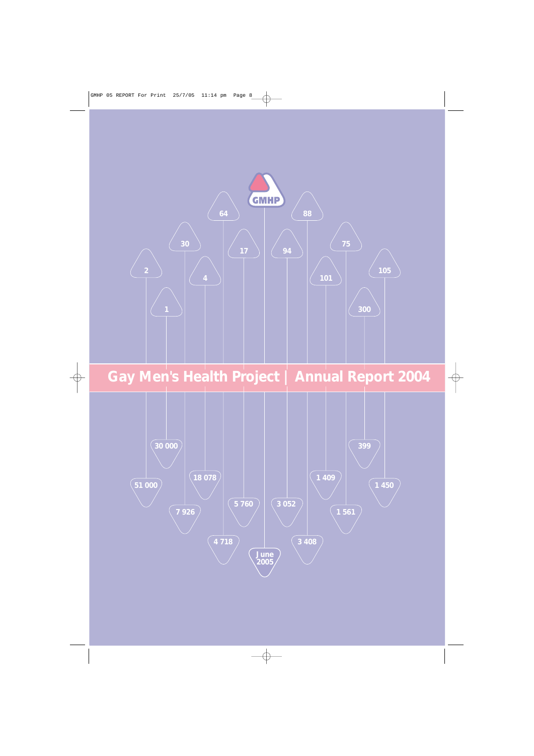GMHP

64

88

30

17

94

75

2

4

101

105

1

300

# Gay Men's Health Project | Annual Report 2004

30 000

399

18 078

1 409

51 000

1 450

5 760

3 052

7 926

1 561

4 718

3 408

June 2005